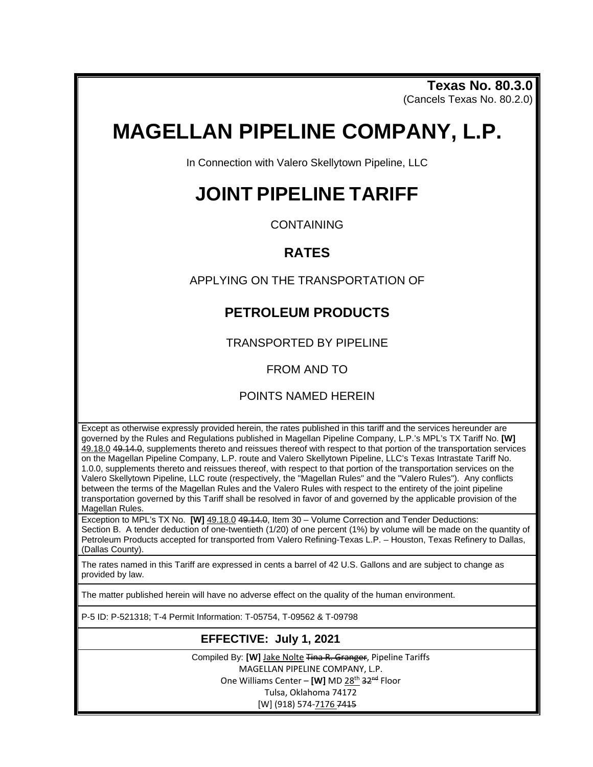**Texas No. 80.3.0**
(Cancels Texas No. 80.2.0)

# MAGELLAN PIPELINE COMPANY, L.P.

In Connection with Valero Skellytown Pipeline, LLC

# JOINT PIPELINE TARIFF

CONTAINING

## RATES

APPLYING ON THE TRANSPORTATION OF

## PETROLEUM PRODUCTS

TRANSPORTED BY PIPELINE

FROM AND TO

POINTS NAMED HEREIN

Except as otherwise expressly provided herein, the rates published in this tariff and the services hereunder are governed by the Rules and Regulations published in Magellan Pipeline Company, L.P.'s MPL's TX Tariff No. **[W]** 49.18.0 ~~49.14.0~~, supplements thereto and reissues thereof with respect to that portion of the transportation services on the Magellan Pipeline Company, L.P. route and Valero Skellytown Pipeline, LLC's Texas Intrastate Tariff No. 1.0.0, supplements thereto and reissues thereof, with respect to that portion of the transportation services on the Valero Skellytown Pipeline, LLC route (respectively, the "Magellan Rules" and the "Valero Rules"). Any conflicts between the terms of the Magellan Rules and the Valero Rules with respect to the entirety of the joint pipeline transportation governed by this Tariff shall be resolved in favor of and governed by the applicable provision of the Magellan Rules.

Exception to MPL's TX No. **[W]** 49.18.0 ~~49.14.0~~, Item 30 – Volume Correction and Tender Deductions: Section B. A tender deduction of one-twentieth (1/20) of one percent (1%) by volume will be made on the quantity of Petroleum Products accepted for transported from Valero Refining-Texas L.P. – Houston, Texas Refinery to Dallas, (Dallas County).

The rates named in this Tariff are expressed in cents a barrel of 42 U.S. Gallons and are subject to change as provided by law.

The matter published herein will have no adverse effect on the quality of the human environment.

P-5 ID: P-521318; T-4 Permit Information: T-05754, T-09562 & T-09798

**EFFECTIVE: July 1, 2021**

Compiled By: **[W]** Jake Nolte ~~Tina R. Granger~~, Pipeline Tariffs
MAGELLAN PIPELINE COMPANY, L.P.
One Williams Center – **[W]** MD 28th ~~32nd~~ Floor
Tulsa, Oklahoma 74172
[W] (918) 574-7176 ~~7415~~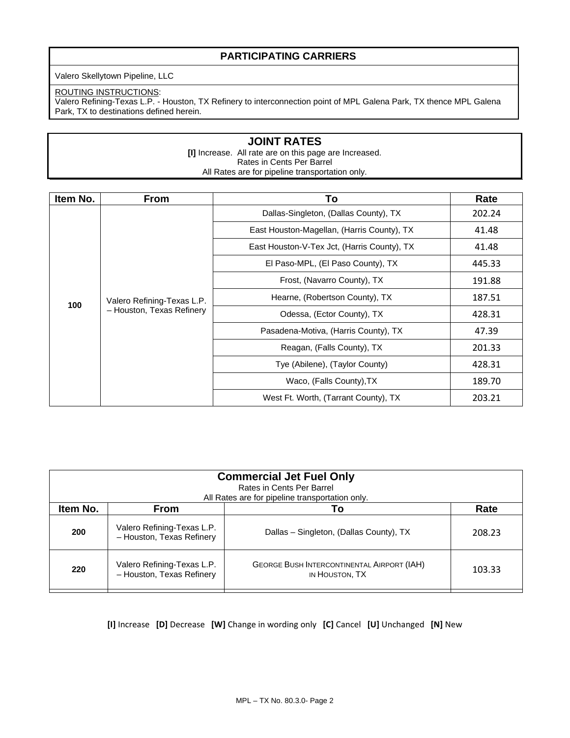## PARTICIPATING CARRIERS

Valero Skellytown Pipeline, LLC

ROUTING INSTRUCTIONS:
Valero Refining-Texas L.P. - Houston, TX Refinery to interconnection point of MPL Galena Park, TX thence MPL Galena Park, TX to destinations defined herein.

## JOINT RATES

**[I]** Increase. All rate are on this page are Increased.
Rates in Cents Per Barrel
All Rates are for pipeline transportation only.

| Item No. | From | To | Rate |
|---|---|---|---|
| 100 | Valero Refining-Texas L.P. – Houston, Texas Refinery | Dallas-Singleton, (Dallas County), TX | 202.24 |
| | | East Houston-Magellan, (Harris County), TX | 41.48 |
| | | East Houston-V-Tex Jct, (Harris County), TX | 41.48 |
| | | El Paso-MPL, (El Paso County), TX | 445.33 |
| | | Frost, (Navarro County), TX | 191.88 |
| | | Hearne, (Robertson County), TX | 187.51 |
| | | Odessa, (Ector County), TX | 428.31 |
| | | Pasadena-Motiva, (Harris County), TX | 47.39 |
| | | Reagan, (Falls County), TX | 201.33 |
| | | Tye (Abilene), (Taylor County) | 428.31 |
| | | Waco, (Falls County),TX | 189.70 |
| | | West Ft. Worth, (Tarrant County), TX | 203.21 |

## Commercial Jet Fuel Only

Rates in Cents Per Barrel
All Rates are for pipeline transportation only.

| Item No. | From | To | Rate |
|---|---|---|---|
| 200 | Valero Refining-Texas L.P. – Houston, Texas Refinery | Dallas – Singleton, (Dallas County), TX | 208.23 |
| 220 | Valero Refining-Texas L.P. – Houston, Texas Refinery | GEORGE BUSH INTERCONTINENTAL AIRPORT (IAH) IN HOUSTON, TX | 103.33 |

**[I]** Increase **[D]** Decrease **[W]** Change in wording only **[C]** Cancel **[U]** Unchanged **[N]** New